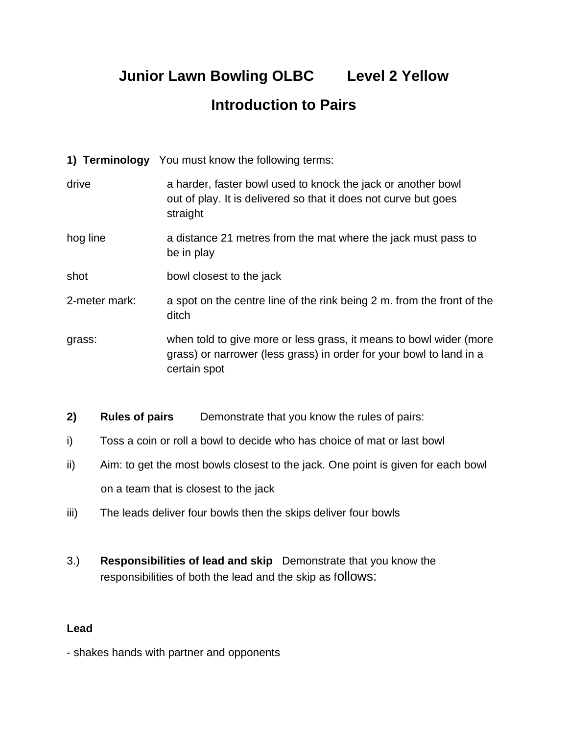# Junior Lawn Bowling OLBC Level 2 Yellow

## Introduction to Pairs

**1) Terminology** You must know the following terms:

| | |
|---|---|
| drive | a harder, faster bowl used to knock the jack or another bowl out of play. It is delivered so that it does not curve but goes straight |
| hog line | a distance 21 metres from the mat where the jack must pass to be in play |
| shot | bowl closest to the jack |
| 2-meter mark: | a spot on the centre line of the rink being 2 m. from the front of the ditch |
| grass: | when told to give more or less grass, it means to bowl wider (more grass) or narrower (less grass) in order for your bowl to land in a certain spot |

**2) Rules of pairs** Demonstrate that you know the rules of pairs:

i) Toss a coin or roll a bowl to decide who has choice of mat or last bowl

ii) Aim: to get the most bowls closest to the jack. One point is given for each bowl on a team that is closest to the jack

iii) The leads deliver four bowls then the skips deliver four bowls

3.) **Responsibilities of lead and skip** Demonstrate that you know the responsibilities of both the lead and the skip as follows:

**Lead**

- shakes hands with partner and opponents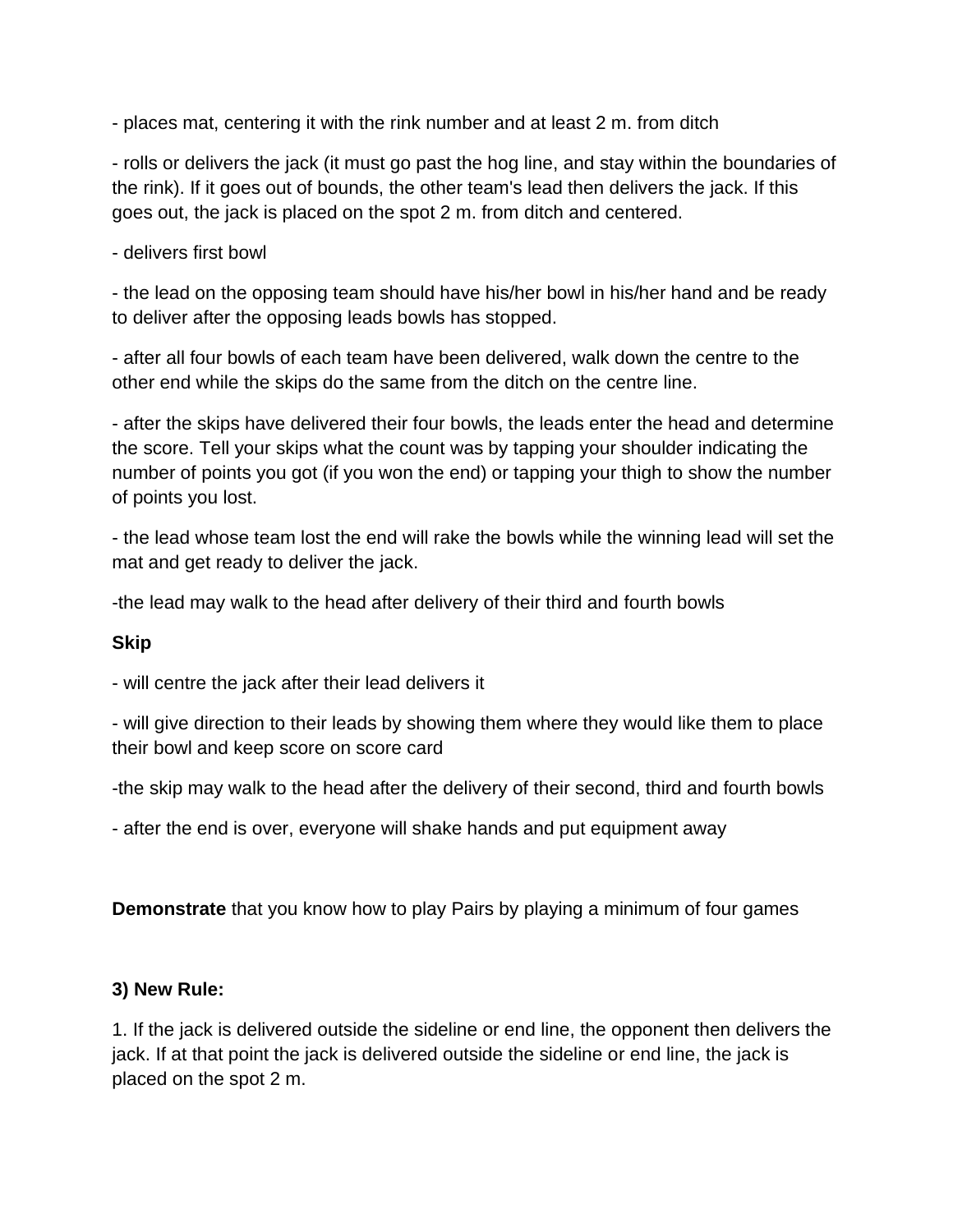- places mat, centering it with the rink number and at least 2 m. from ditch

- rolls or delivers the jack (it must go past the hog line, and stay within the boundaries of the rink). If it goes out of bounds, the other team's lead then delivers the jack. If this goes out, the jack is placed on the spot 2 m. from ditch and centered.

- delivers first bowl

- the lead on the opposing team should have his/her bowl in his/her hand and be ready to deliver after the opposing leads bowls has stopped.

- after all four bowls of each team have been delivered, walk down the centre to the other end while the skips do the same from the ditch on the centre line.

- after the skips have delivered their four bowls, the leads enter the head and determine the score. Tell your skips what the count was by tapping your shoulder indicating the number of points you got (if you won the end) or tapping your thigh to show the number of points you lost.

- the lead whose team lost the end will rake the bowls while the winning lead will set the mat and get ready to deliver the jack.

-the lead may walk to the head after delivery of their third and fourth bowls

**Skip**

- will centre the jack after their lead delivers it

- will give direction to their leads by showing them where they would like them to place their bowl and keep score on score card

-the skip may walk to the head after the delivery of their second, third and fourth bowls

- after the end is over, everyone will shake hands and put equipment away

**Demonstrate** that you know how to play Pairs by playing a minimum of four games

**3) New Rule:**

1. If the jack is delivered outside the sideline or end line, the opponent then delivers the jack. If at that point the jack is delivered outside the sideline or end line, the jack is placed on the spot 2 m.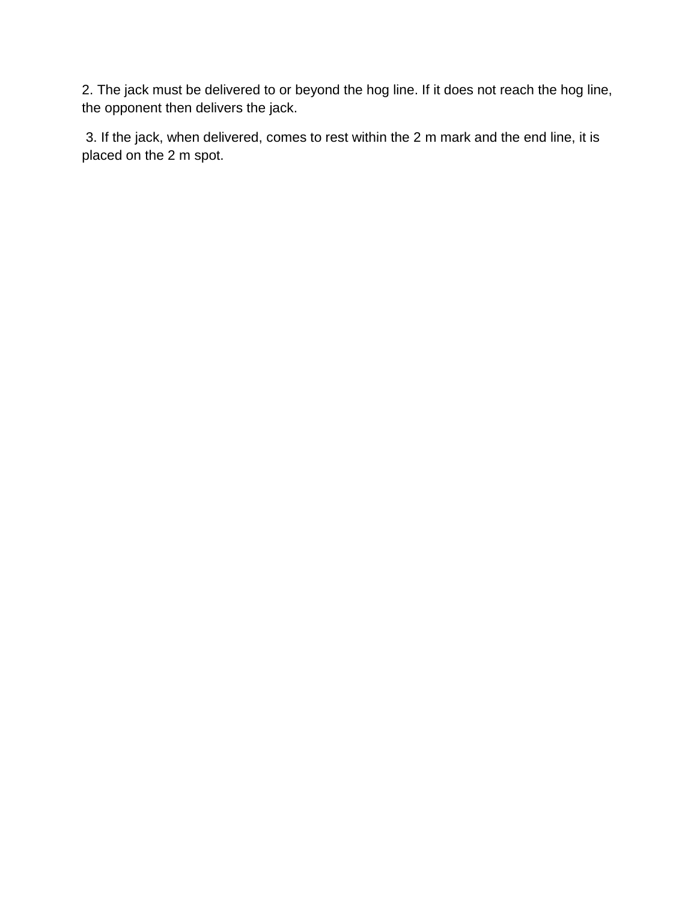2. The jack must be delivered to or beyond the hog line. If it does not reach the hog line, the opponent then delivers the jack.

3. If the jack, when delivered, comes to rest within the 2 m mark and the end line, it is placed on the 2 m spot.